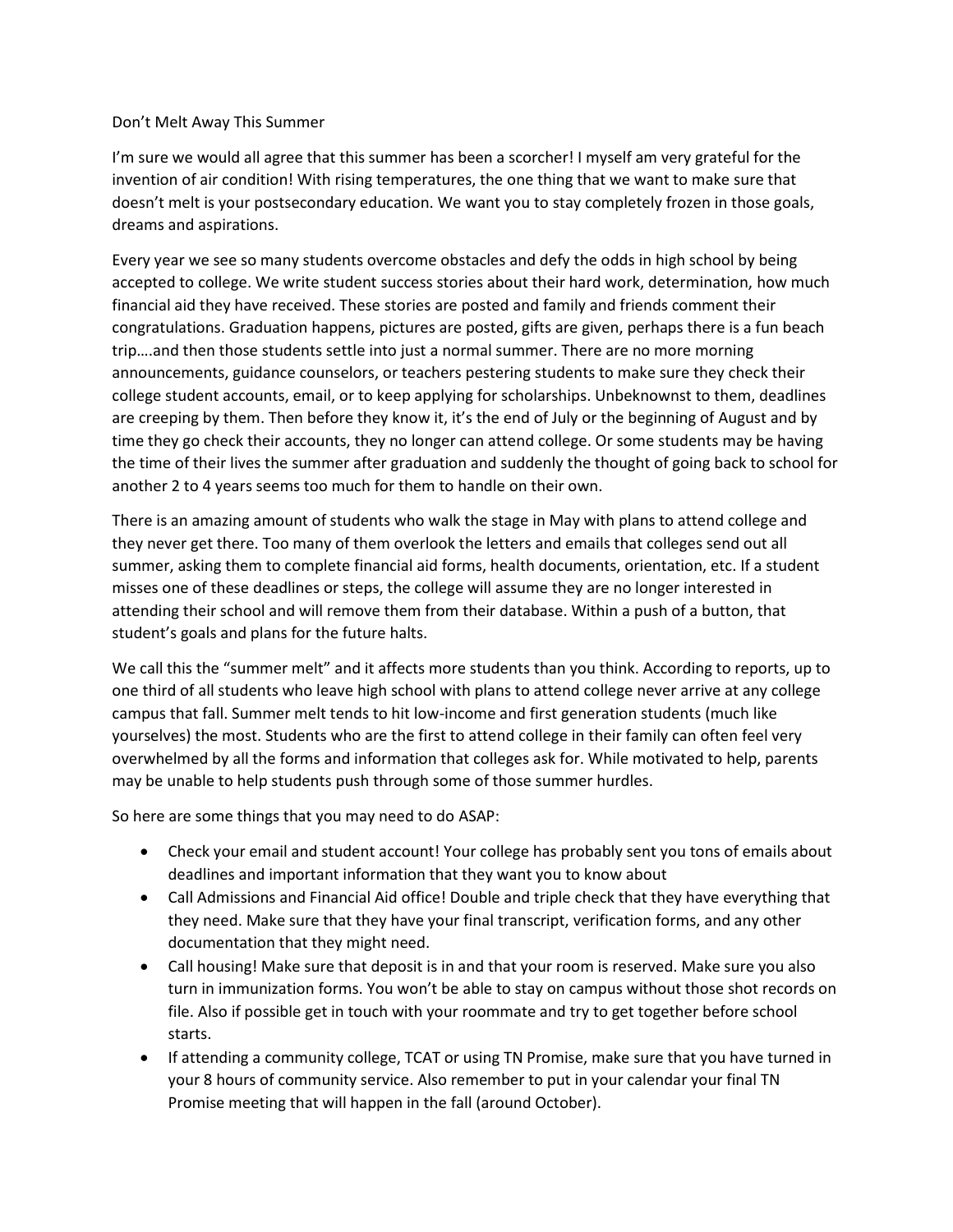# Don't Melt Away This Summer

I'm sure we would all agree that this summer has been a scorcher! I myself am very grateful for the invention of air condition! With rising temperatures, the one thing that we want to make sure that doesn't melt is your postsecondary education. We want you to stay completely frozen in those goals, dreams and aspirations.

Every year we see so many students overcome obstacles and defy the odds in high school by being accepted to college. We write student success stories about their hard work, determination, how much financial aid they have received. These stories are posted and family and friends comment their congratulations. Graduation happens, pictures are posted, gifts are given, perhaps there is a fun beach trip….and then those students settle into just a normal summer. There are no more morning announcements, guidance counselors, or teachers pestering students to make sure they check their college student accounts, email, or to keep applying for scholarships. Unbeknownst to them, deadlines are creeping by them. Then before they know it, it's the end of July or the beginning of August and by time they go check their accounts, they no longer can attend college. Or some students may be having the time of their lives the summer after graduation and suddenly the thought of going back to school for another 2 to 4 years seems too much for them to handle on their own.

There is an amazing amount of students who walk the stage in May with plans to attend college and they never get there. Too many of them overlook the letters and emails that colleges send out all summer, asking them to complete financial aid forms, health documents, orientation, etc. If a student misses one of these deadlines or steps, the college will assume they are no longer interested in attending their school and will remove them from their database. Within a push of a button, that student's goals and plans for the future halts.

We call this the "summer melt" and it affects more students than you think. According to reports, up to one third of all students who leave high school with plans to attend college never arrive at any college campus that fall. Summer melt tends to hit low-income and first generation students (much like yourselves) the most. Students who are the first to attend college in their family can often feel very overwhelmed by all the forms and information that colleges ask for. While motivated to help, parents may be unable to help students push through some of those summer hurdles.

So here are some things that you may need to do ASAP:

- Check your email and student account! Your college has probably sent you tons of emails about deadlines and important information that they want you to know about
- Call Admissions and Financial Aid office! Double and triple check that they have everything that they need. Make sure that they have your final transcript, verification forms, and any other documentation that they might need.
- Call housing! Make sure that deposit is in and that your room is reserved. Make sure you also turn in immunization forms. You won't be able to stay on campus without those shot records on file. Also if possible get in touch with your roommate and try to get together before school starts.
- If attending a community college, TCAT or using TN Promise, make sure that you have turned in your 8 hours of community service. Also remember to put in your calendar your final TN Promise meeting that will happen in the fall (around October).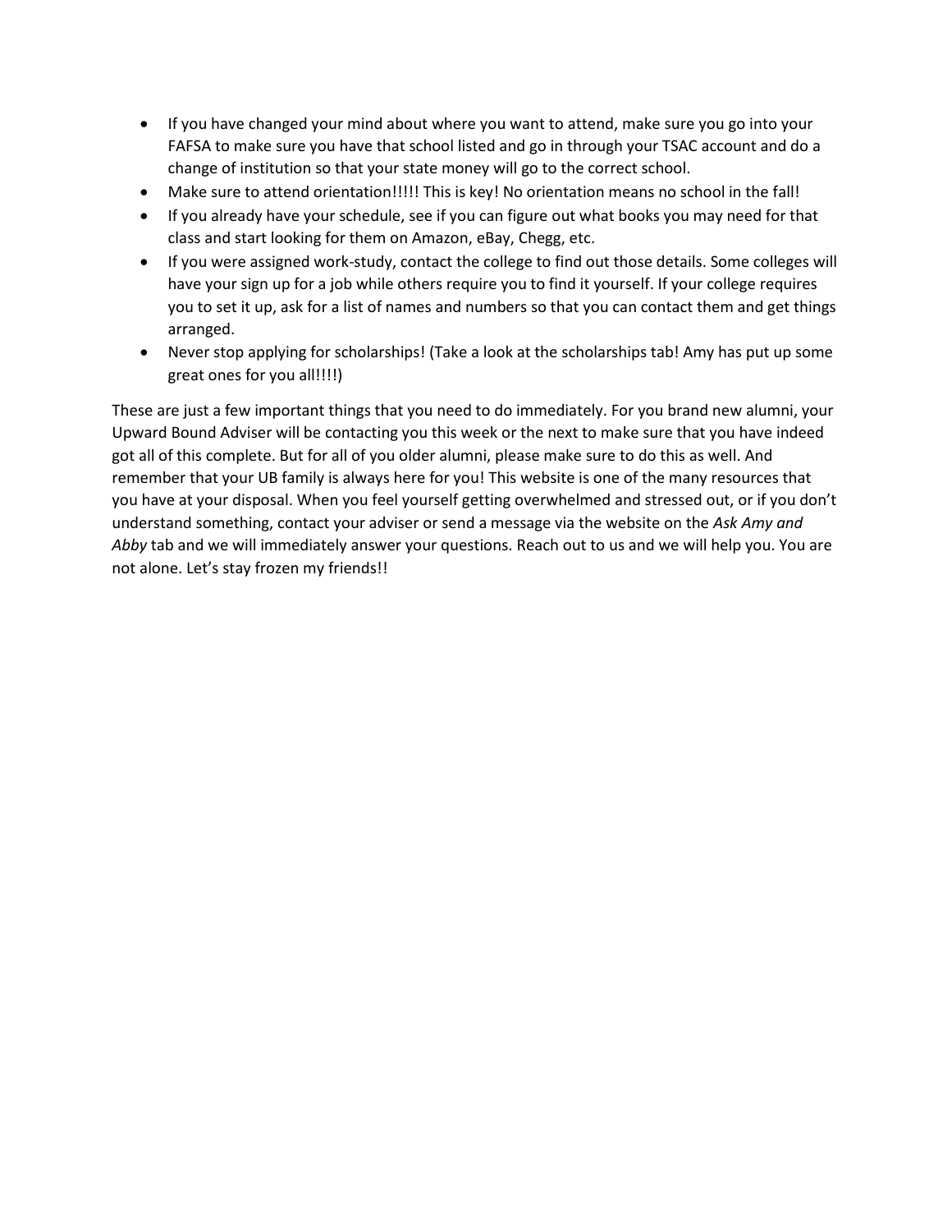- If you have changed your mind about where you want to attend, make sure you go into your FAFSA to make sure you have that school listed and go in through your TSAC account and do a change of institution so that your state money will go to the correct school.
- Make sure to attend orientation!!!!! This is key! No orientation means no school in the fall!
- If you already have your schedule, see if you can figure out what books you may need for that class and start looking for them on Amazon, eBay, Chegg, etc.
- If you were assigned work-study, contact the college to find out those details. Some colleges will have your sign up for a job while others require you to find it yourself. If your college requires you to set it up, ask for a list of names and numbers so that you can contact them and get things arranged.
- Never stop applying for scholarships! (Take a look at the scholarships tab! Amy has put up some great ones for you all!!!!)

These are just a few important things that you need to do immediately. For you brand new alumni, your Upward Bound Adviser will be contacting you this week or the next to make sure that you have indeed got all of this complete. But for all of you older alumni, please make sure to do this as well. And remember that your UB family is always here for you! This website is one of the many resources that you have at your disposal. When you feel yourself getting overwhelmed and stressed out, or if you don't understand something, contact your adviser or send a message via the website on the *Ask Amy and Abby* tab and we will immediately answer your questions. Reach out to us and we will help you. You are not alone. Let's stay frozen my friends!!